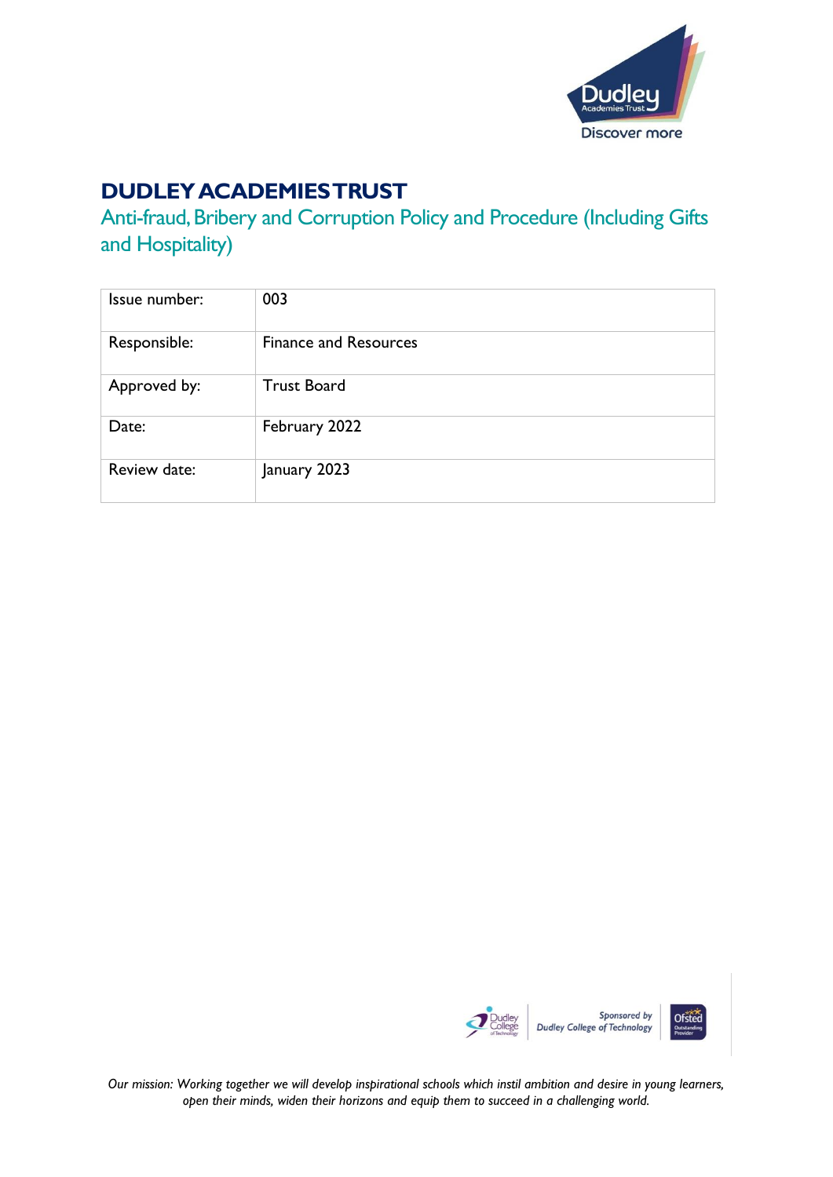# DUDLEY ACADEMIES TRUST

## Anti-fraud, Bribery and Corruption Policy and Procedure (Including Gifts and Hospitality)

| Issue number: | 003 |
|---|---|
| Responsible: | Finance and Resources |
| Approved by: | Trust Board |
| Date: | February 2022 |
| Review date: | January 2023 |

*Our mission: Working together we will develop inspirational schools which instil ambition and desire in young learners, open their minds, widen their horizons and equip them to succeed in a challenging world.*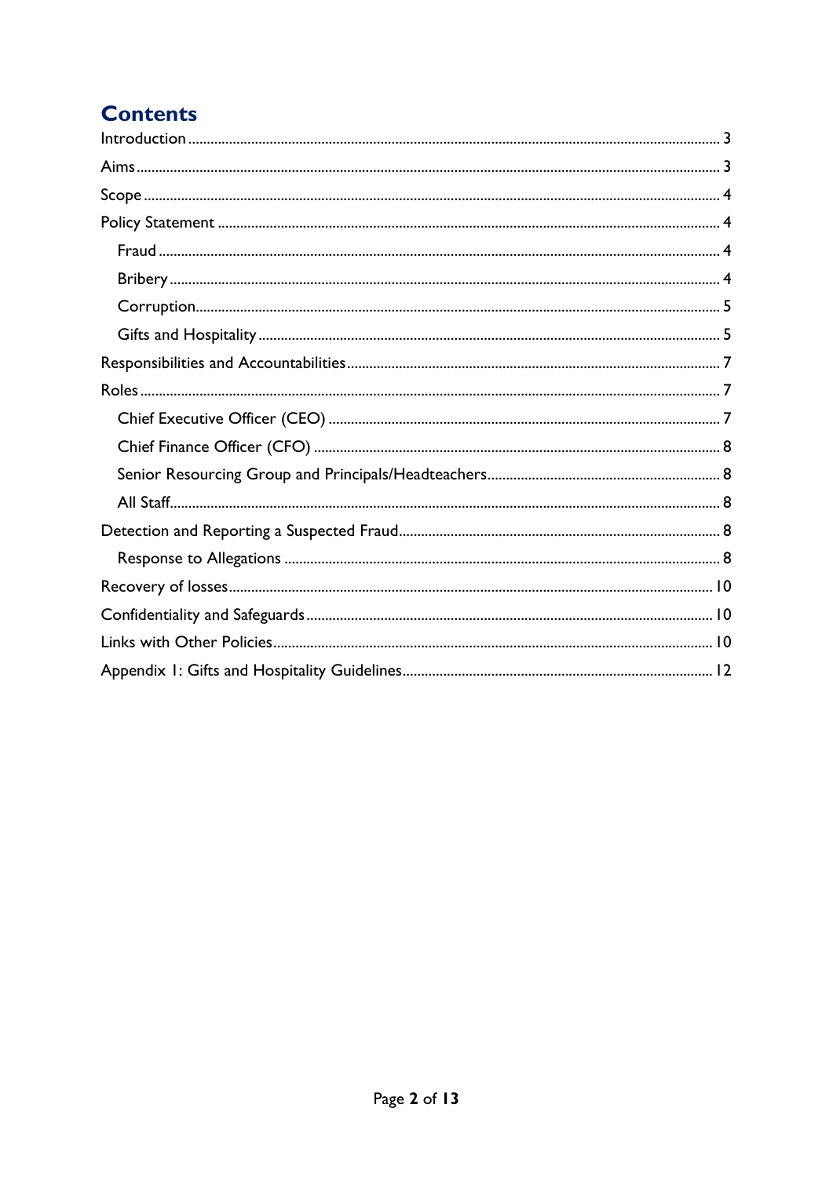# Contents

- Introduction ..... 3
- Aims ..... 3
- Scope ..... 4
- Policy Statement ..... 4
  - Fraud ..... 4
  - Bribery ..... 4
  - Corruption ..... 5
  - Gifts and Hospitality ..... 5
- Responsibilities and Accountabilities ..... 7
- Roles ..... 7
  - Chief Executive Officer (CEO) ..... 7
  - Chief Finance Officer (CFO) ..... 8
  - Senior Resourcing Group and Principals/Headteachers ..... 8
  - All Staff ..... 8
- Detection and Reporting a Suspected Fraud ..... 8
  - Response to Allegations ..... 8
- Recovery of losses ..... 10
- Confidentiality and Safeguards ..... 10
- Links with Other Policies ..... 10
- Appendix 1: Gifts and Hospitality Guidelines ..... 12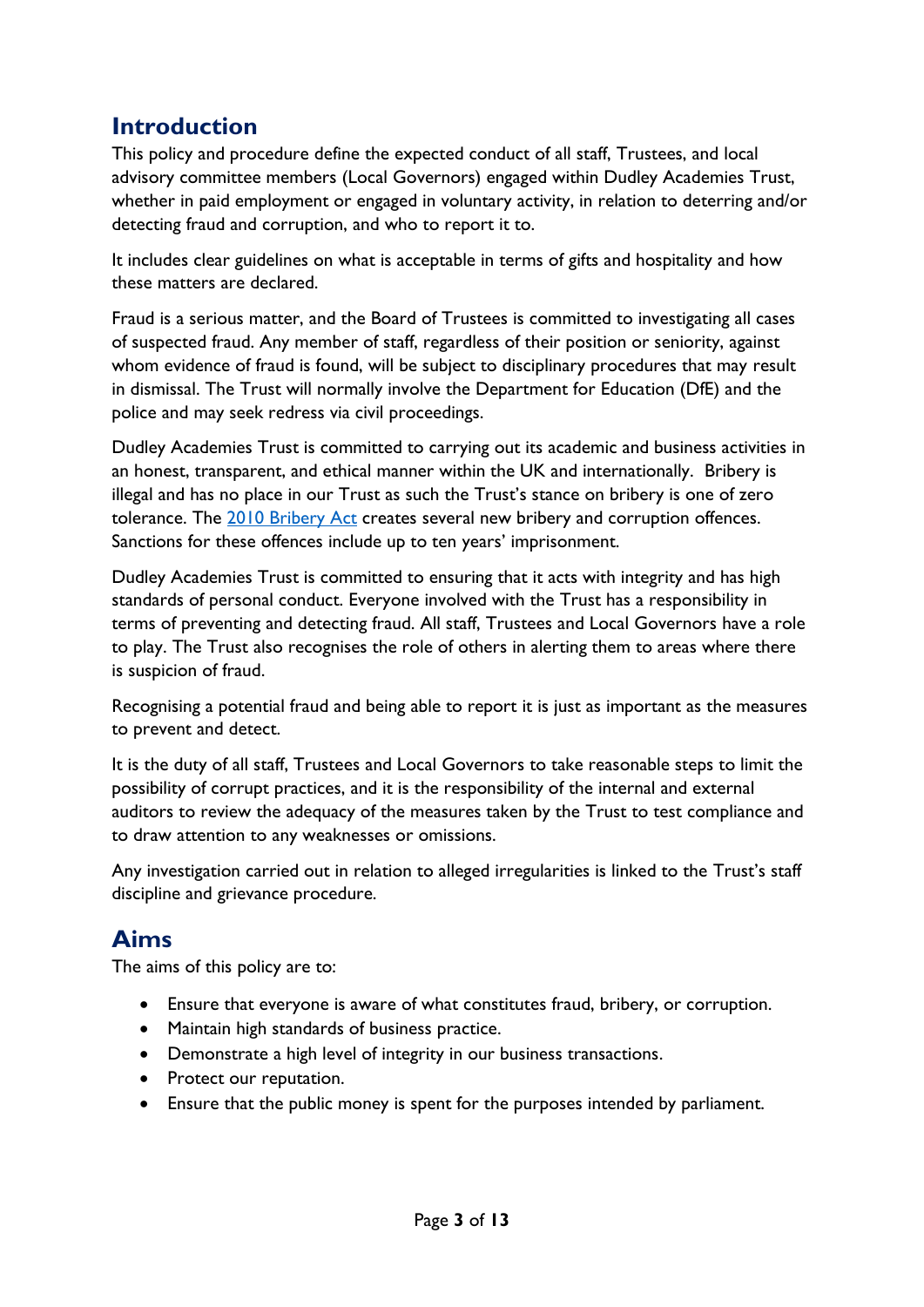## Introduction

This policy and procedure define the expected conduct of all staff, Trustees, and local advisory committee members (Local Governors) engaged within Dudley Academies Trust, whether in paid employment or engaged in voluntary activity, in relation to deterring and/or detecting fraud and corruption, and who to report it to.

It includes clear guidelines on what is acceptable in terms of gifts and hospitality and how these matters are declared.

Fraud is a serious matter, and the Board of Trustees is committed to investigating all cases of suspected fraud. Any member of staff, regardless of their position or seniority, against whom evidence of fraud is found, will be subject to disciplinary procedures that may result in dismissal. The Trust will normally involve the Department for Education (DfE) and the police and may seek redress via civil proceedings.

Dudley Academies Trust is committed to carrying out its academic and business activities in an honest, transparent, and ethical manner within the UK and internationally. Bribery is illegal and has no place in our Trust as such the Trust's stance on bribery is one of zero tolerance. The 2010 Bribery Act creates several new bribery and corruption offences. Sanctions for these offences include up to ten years' imprisonment.

Dudley Academies Trust is committed to ensuring that it acts with integrity and has high standards of personal conduct. Everyone involved with the Trust has a responsibility in terms of preventing and detecting fraud. All staff, Trustees and Local Governors have a role to play. The Trust also recognises the role of others in alerting them to areas where there is suspicion of fraud.

Recognising a potential fraud and being able to report it is just as important as the measures to prevent and detect.

It is the duty of all staff, Trustees and Local Governors to take reasonable steps to limit the possibility of corrupt practices, and it is the responsibility of the internal and external auditors to review the adequacy of the measures taken by the Trust to test compliance and to draw attention to any weaknesses or omissions.

Any investigation carried out in relation to alleged irregularities is linked to the Trust's staff discipline and grievance procedure.

## Aims

The aims of this policy are to:

- Ensure that everyone is aware of what constitutes fraud, bribery, or corruption.
- Maintain high standards of business practice.
- Demonstrate a high level of integrity in our business transactions.
- Protect our reputation.
- Ensure that the public money is spent for the purposes intended by parliament.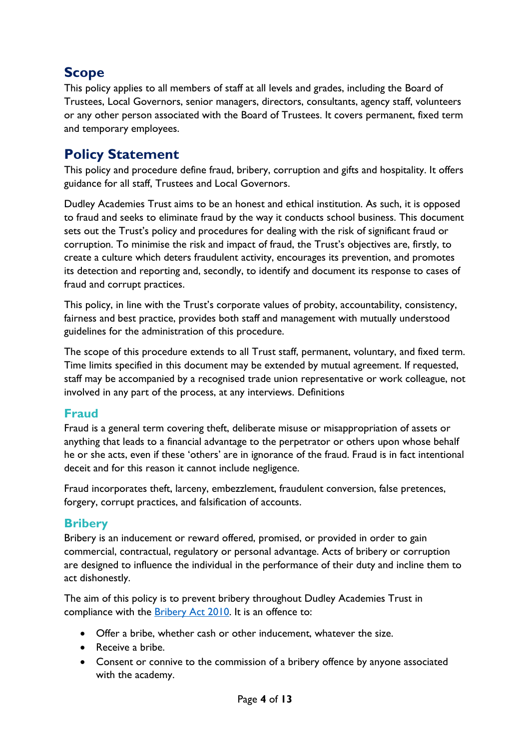## Scope

This policy applies to all members of staff at all levels and grades, including the Board of Trustees, Local Governors, senior managers, directors, consultants, agency staff, volunteers or any other person associated with the Board of Trustees. It covers permanent, fixed term and temporary employees.

## Policy Statement

This policy and procedure define fraud, bribery, corruption and gifts and hospitality. It offers guidance for all staff, Trustees and Local Governors.

Dudley Academies Trust aims to be an honest and ethical institution. As such, it is opposed to fraud and seeks to eliminate fraud by the way it conducts school business. This document sets out the Trust's policy and procedures for dealing with the risk of significant fraud or corruption. To minimise the risk and impact of fraud, the Trust's objectives are, firstly, to create a culture which deters fraudulent activity, encourages its prevention, and promotes its detection and reporting and, secondly, to identify and document its response to cases of fraud and corrupt practices.

This policy, in line with the Trust's corporate values of probity, accountability, consistency, fairness and best practice, provides both staff and management with mutually understood guidelines for the administration of this procedure.

The scope of this procedure extends to all Trust staff, permanent, voluntary, and fixed term. Time limits specified in this document may be extended by mutual agreement. If requested, staff may be accompanied by a recognised trade union representative or work colleague, not involved in any part of the process, at any interviews. Definitions

### Fraud

Fraud is a general term covering theft, deliberate misuse or misappropriation of assets or anything that leads to a financial advantage to the perpetrator or others upon whose behalf he or she acts, even if these 'others' are in ignorance of the fraud. Fraud is in fact intentional deceit and for this reason it cannot include negligence.

Fraud incorporates theft, larceny, embezzlement, fraudulent conversion, false pretences, forgery, corrupt practices, and falsification of accounts.

### Bribery

Bribery is an inducement or reward offered, promised, or provided in order to gain commercial, contractual, regulatory or personal advantage. Acts of bribery or corruption are designed to influence the individual in the performance of their duty and incline them to act dishonestly.

The aim of this policy is to prevent bribery throughout Dudley Academies Trust in compliance with the Bribery Act 2010. It is an offence to:

- Offer a bribe, whether cash or other inducement, whatever the size.
- Receive a bribe.
- Consent or connive to the commission of a bribery offence by anyone associated with the academy.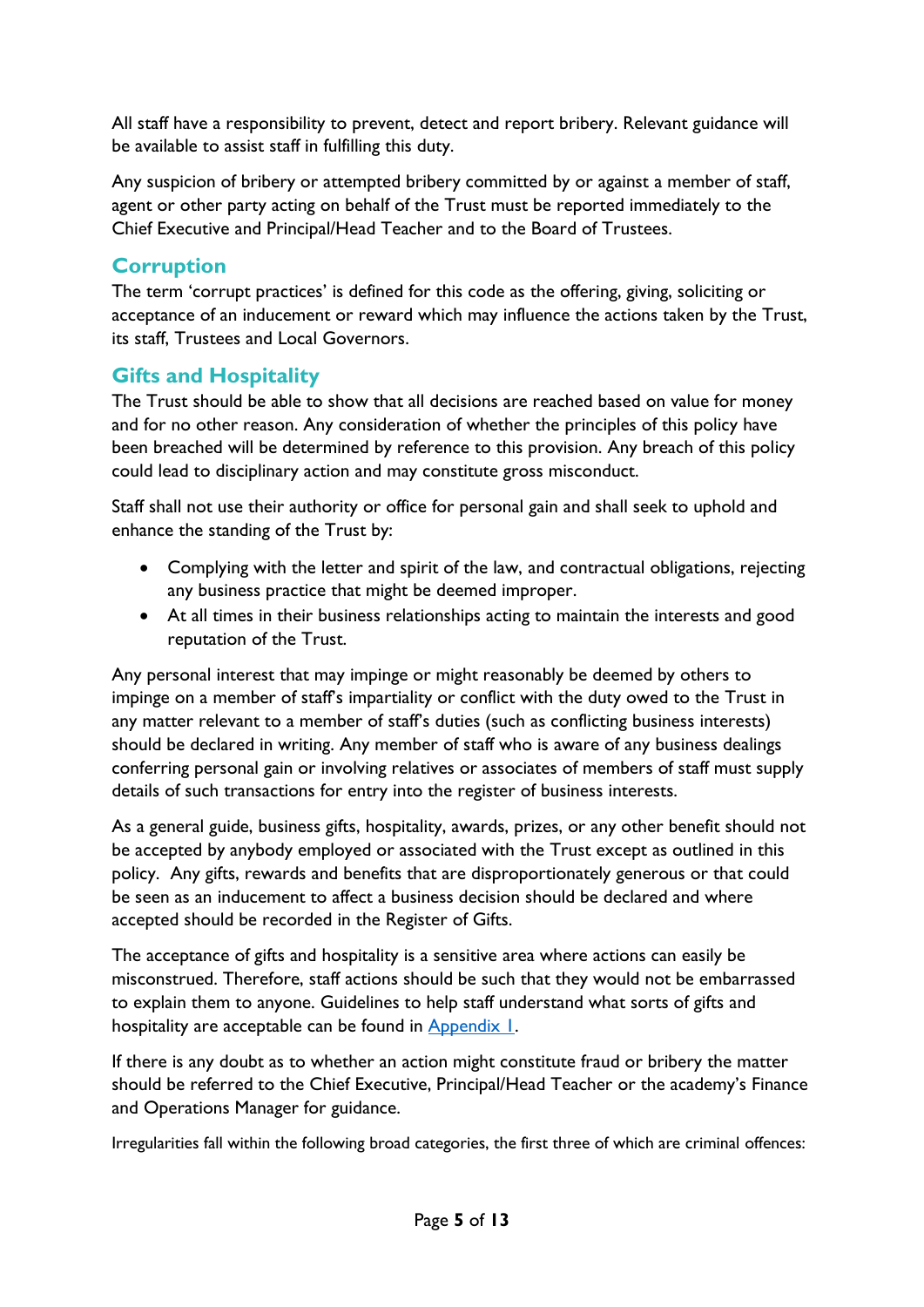All staff have a responsibility to prevent, detect and report bribery. Relevant guidance will be available to assist staff in fulfilling this duty.

Any suspicion of bribery or attempted bribery committed by or against a member of staff, agent or other party acting on behalf of the Trust must be reported immediately to the Chief Executive and Principal/Head Teacher and to the Board of Trustees.

## Corruption

The term 'corrupt practices' is defined for this code as the offering, giving, soliciting or acceptance of an inducement or reward which may influence the actions taken by the Trust, its staff, Trustees and Local Governors.

## Gifts and Hospitality

The Trust should be able to show that all decisions are reached based on value for money and for no other reason. Any consideration of whether the principles of this policy have been breached will be determined by reference to this provision. Any breach of this policy could lead to disciplinary action and may constitute gross misconduct.

Staff shall not use their authority or office for personal gain and shall seek to uphold and enhance the standing of the Trust by:

- Complying with the letter and spirit of the law, and contractual obligations, rejecting any business practice that might be deemed improper.
- At all times in their business relationships acting to maintain the interests and good reputation of the Trust.

Any personal interest that may impinge or might reasonably be deemed by others to impinge on a member of staff's impartiality or conflict with the duty owed to the Trust in any matter relevant to a member of staff's duties (such as conflicting business interests) should be declared in writing. Any member of staff who is aware of any business dealings conferring personal gain or involving relatives or associates of members of staff must supply details of such transactions for entry into the register of business interests.

As a general guide, business gifts, hospitality, awards, prizes, or any other benefit should not be accepted by anybody employed or associated with the Trust except as outlined in this policy. Any gifts, rewards and benefits that are disproportionately generous or that could be seen as an inducement to affect a business decision should be declared and where accepted should be recorded in the Register of Gifts.

The acceptance of gifts and hospitality is a sensitive area where actions can easily be misconstrued. Therefore, staff actions should be such that they would not be embarrassed to explain them to anyone. Guidelines to help staff understand what sorts of gifts and hospitality are acceptable can be found in Appendix 1.

If there is any doubt as to whether an action might constitute fraud or bribery the matter should be referred to the Chief Executive, Principal/Head Teacher or the academy's Finance and Operations Manager for guidance.

Irregularities fall within the following broad categories, the first three of which are criminal offences: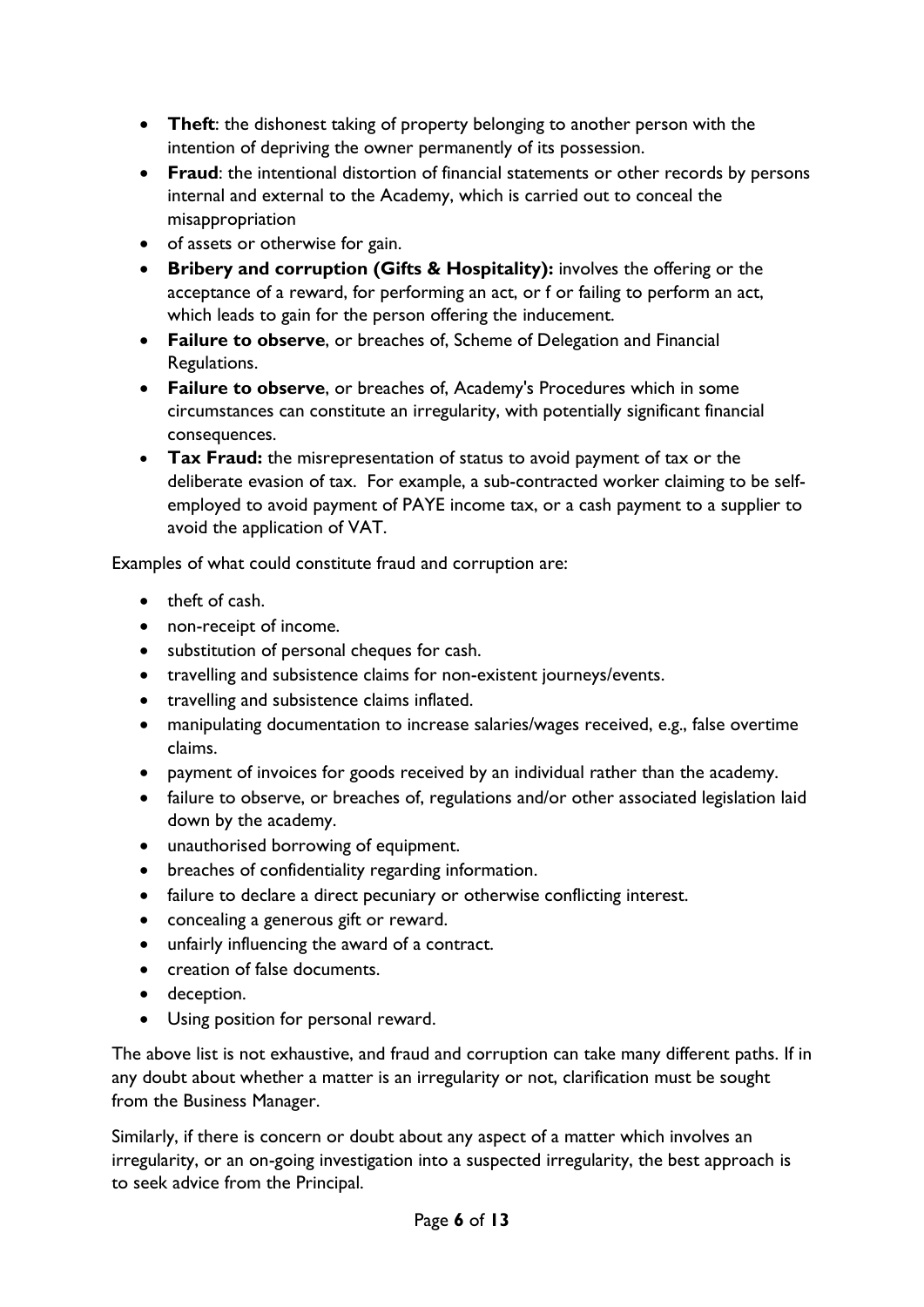- **Theft**: the dishonest taking of property belonging to another person with the intention of depriving the owner permanently of its possession.
- **Fraud**: the intentional distortion of financial statements or other records by persons internal and external to the Academy, which is carried out to conceal the misappropriation
- of assets or otherwise for gain.
- **Bribery and corruption (Gifts & Hospitality):** involves the offering or the acceptance of a reward, for performing an act, or f or failing to perform an act, which leads to gain for the person offering the inducement.
- **Failure to observe**, or breaches of, Scheme of Delegation and Financial Regulations.
- **Failure to observe**, or breaches of, Academy's Procedures which in some circumstances can constitute an irregularity, with potentially significant financial consequences.
- **Tax Fraud:** the misrepresentation of status to avoid payment of tax or the deliberate evasion of tax. For example, a sub-contracted worker claiming to be self-employed to avoid payment of PAYE income tax, or a cash payment to a supplier to avoid the application of VAT.

Examples of what could constitute fraud and corruption are:

- theft of cash.
- non-receipt of income.
- substitution of personal cheques for cash.
- travelling and subsistence claims for non-existent journeys/events.
- travelling and subsistence claims inflated.
- manipulating documentation to increase salaries/wages received, e.g., false overtime claims.
- payment of invoices for goods received by an individual rather than the academy.
- failure to observe, or breaches of, regulations and/or other associated legislation laid down by the academy.
- unauthorised borrowing of equipment.
- breaches of confidentiality regarding information.
- failure to declare a direct pecuniary or otherwise conflicting interest.
- concealing a generous gift or reward.
- unfairly influencing the award of a contract.
- creation of false documents.
- deception.
- Using position for personal reward.

The above list is not exhaustive, and fraud and corruption can take many different paths. If in any doubt about whether a matter is an irregularity or not, clarification must be sought from the Business Manager.

Similarly, if there is concern or doubt about any aspect of a matter which involves an irregularity, or an on-going investigation into a suspected irregularity, the best approach is to seek advice from the Principal.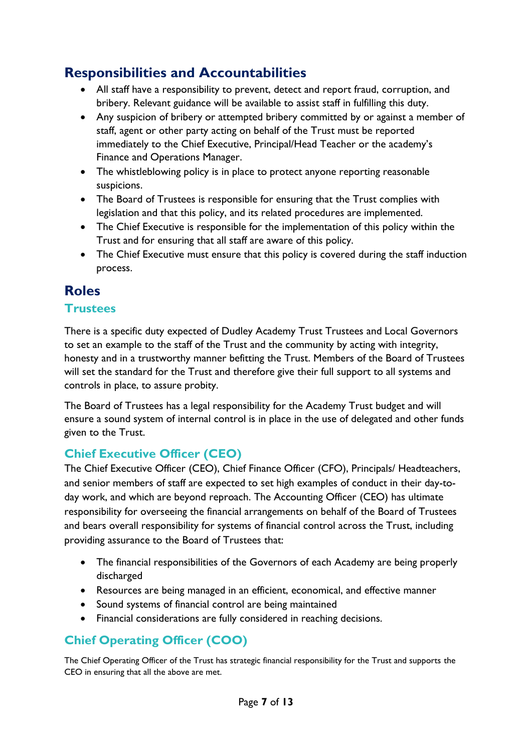## Responsibilities and Accountabilities

- All staff have a responsibility to prevent, detect and report fraud, corruption, and bribery. Relevant guidance will be available to assist staff in fulfilling this duty.
- Any suspicion of bribery or attempted bribery committed by or against a member of staff, agent or other party acting on behalf of the Trust must be reported immediately to the Chief Executive, Principal/Head Teacher or the academy's Finance and Operations Manager.
- The whistleblowing policy is in place to protect anyone reporting reasonable suspicions.
- The Board of Trustees is responsible for ensuring that the Trust complies with legislation and that this policy, and its related procedures are implemented.
- The Chief Executive is responsible for the implementation of this policy within the Trust and for ensuring that all staff are aware of this policy.
- The Chief Executive must ensure that this policy is covered during the staff induction process.

## Roles

### Trustees

There is a specific duty expected of Dudley Academy Trust Trustees and Local Governors to set an example to the staff of the Trust and the community by acting with integrity, honesty and in a trustworthy manner befitting the Trust. Members of the Board of Trustees will set the standard for the Trust and therefore give their full support to all systems and controls in place, to assure probity.

The Board of Trustees has a legal responsibility for the Academy Trust budget and will ensure a sound system of internal control is in place in the use of delegated and other funds given to the Trust.

### Chief Executive Officer (CEO)

The Chief Executive Officer (CEO), Chief Finance Officer (CFO), Principals/ Headteachers, and senior members of staff are expected to set high examples of conduct in their day-to-day work, and which are beyond reproach. The Accounting Officer (CEO) has ultimate responsibility for overseeing the financial arrangements on behalf of the Board of Trustees and bears overall responsibility for systems of financial control across the Trust, including providing assurance to the Board of Trustees that:

- The financial responsibilities of the Governors of each Academy are being properly discharged
- Resources are being managed in an efficient, economical, and effective manner
- Sound systems of financial control are being maintained
- Financial considerations are fully considered in reaching decisions.

### Chief Operating Officer (COO)

The Chief Operating Officer of the Trust has strategic financial responsibility for the Trust and supports the CEO in ensuring that all the above are met.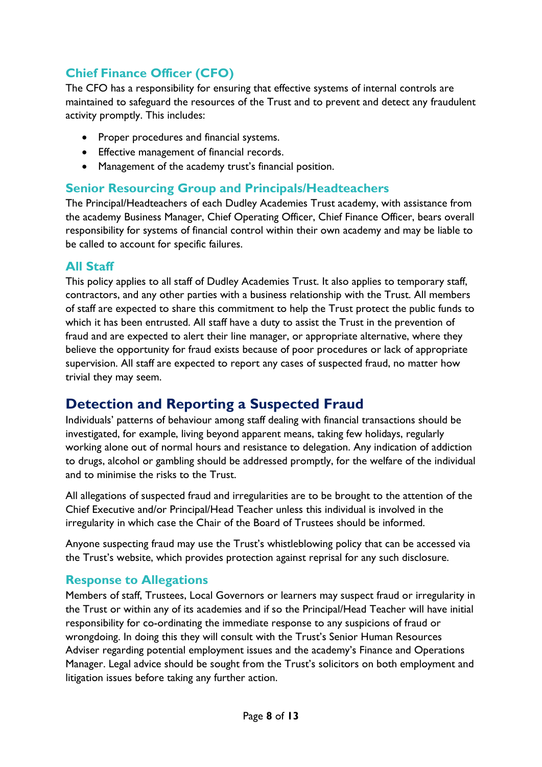### Chief Finance Officer (CFO)

The CFO has a responsibility for ensuring that effective systems of internal controls are maintained to safeguard the resources of the Trust and to prevent and detect any fraudulent activity promptly. This includes:

- Proper procedures and financial systems.
- Effective management of financial records.
- Management of the academy trust's financial position.

### Senior Resourcing Group and Principals/Headteachers

The Principal/Headteachers of each Dudley Academies Trust academy, with assistance from the academy Business Manager, Chief Operating Officer, Chief Finance Officer, bears overall responsibility for systems of financial control within their own academy and may be liable to be called to account for specific failures.

### All Staff

This policy applies to all staff of Dudley Academies Trust. It also applies to temporary staff, contractors, and any other parties with a business relationship with the Trust. All members of staff are expected to share this commitment to help the Trust protect the public funds to which it has been entrusted. All staff have a duty to assist the Trust in the prevention of fraud and are expected to alert their line manager, or appropriate alternative, where they believe the opportunity for fraud exists because of poor procedures or lack of appropriate supervision. All staff are expected to report any cases of suspected fraud, no matter how trivial they may seem.

## Detection and Reporting a Suspected Fraud

Individuals' patterns of behaviour among staff dealing with financial transactions should be investigated, for example, living beyond apparent means, taking few holidays, regularly working alone out of normal hours and resistance to delegation. Any indication of addiction to drugs, alcohol or gambling should be addressed promptly, for the welfare of the individual and to minimise the risks to the Trust.

All allegations of suspected fraud and irregularities are to be brought to the attention of the Chief Executive and/or Principal/Head Teacher unless this individual is involved in the irregularity in which case the Chair of the Board of Trustees should be informed.

Anyone suspecting fraud may use the Trust's whistleblowing policy that can be accessed via the Trust's website, which provides protection against reprisal for any such disclosure.

### Response to Allegations

Members of staff, Trustees, Local Governors or learners may suspect fraud or irregularity in the Trust or within any of its academies and if so the Principal/Head Teacher will have initial responsibility for co-ordinating the immediate response to any suspicions of fraud or wrongdoing. In doing this they will consult with the Trust's Senior Human Resources Adviser regarding potential employment issues and the academy's Finance and Operations Manager. Legal advice should be sought from the Trust's solicitors on both employment and litigation issues before taking any further action.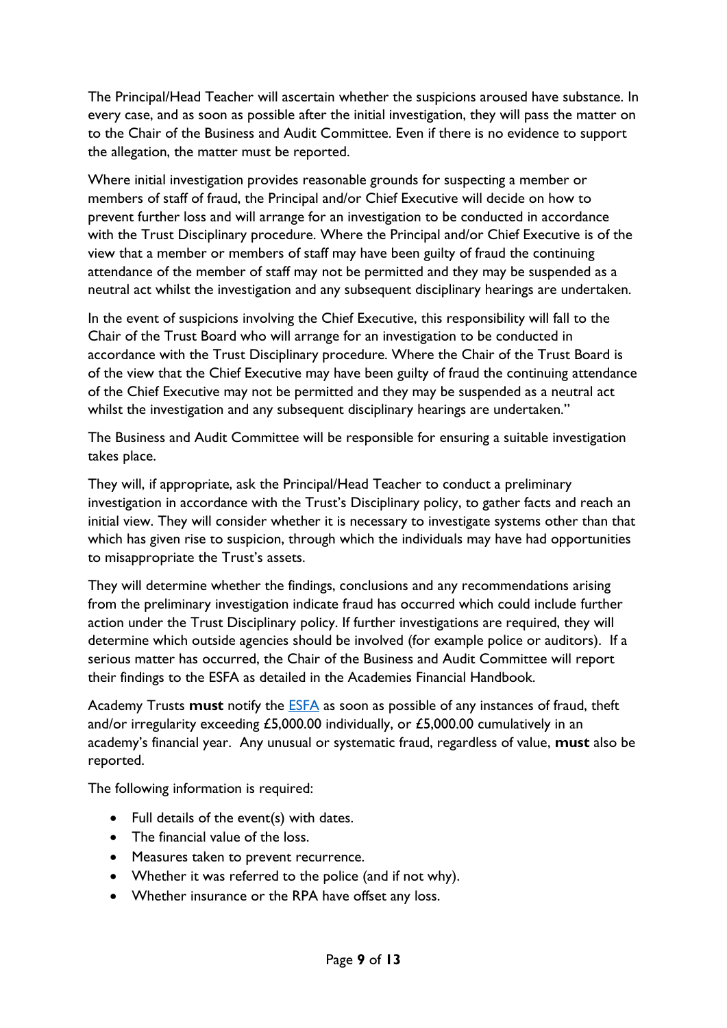The Principal/Head Teacher will ascertain whether the suspicions aroused have substance. In every case, and as soon as possible after the initial investigation, they will pass the matter on to the Chair of the Business and Audit Committee. Even if there is no evidence to support the allegation, the matter must be reported.

Where initial investigation provides reasonable grounds for suspecting a member or members of staff of fraud, the Principal and/or Chief Executive will decide on how to prevent further loss and will arrange for an investigation to be conducted in accordance with the Trust Disciplinary procedure. Where the Principal and/or Chief Executive is of the view that a member or members of staff may have been guilty of fraud the continuing attendance of the member of staff may not be permitted and they may be suspended as a neutral act whilst the investigation and any subsequent disciplinary hearings are undertaken.

In the event of suspicions involving the Chief Executive, this responsibility will fall to the Chair of the Trust Board who will arrange for an investigation to be conducted in accordance with the Trust Disciplinary procedure. Where the Chair of the Trust Board is of the view that the Chief Executive may have been guilty of fraud the continuing attendance of the Chief Executive may not be permitted and they may be suspended as a neutral act whilst the investigation and any subsequent disciplinary hearings are undertaken."

The Business and Audit Committee will be responsible for ensuring a suitable investigation takes place.

They will, if appropriate, ask the Principal/Head Teacher to conduct a preliminary investigation in accordance with the Trust's Disciplinary policy, to gather facts and reach an initial view. They will consider whether it is necessary to investigate systems other than that which has given rise to suspicion, through which the individuals may have had opportunities to misappropriate the Trust's assets.

They will determine whether the findings, conclusions and any recommendations arising from the preliminary investigation indicate fraud has occurred which could include further action under the Trust Disciplinary policy. If further investigations are required, they will determine which outside agencies should be involved (for example police or auditors). If a serious matter has occurred, the Chair of the Business and Audit Committee will report their findings to the ESFA as detailed in the Academies Financial Handbook.

Academy Trusts **must** notify the ESFA as soon as possible of any instances of fraud, theft and/or irregularity exceeding £5,000.00 individually, or £5,000.00 cumulatively in an academy's financial year. Any unusual or systematic fraud, regardless of value, **must** also be reported.

The following information is required:

- Full details of the event(s) with dates.
- The financial value of the loss.
- Measures taken to prevent recurrence.
- Whether it was referred to the police (and if not why).
- Whether insurance or the RPA have offset any loss.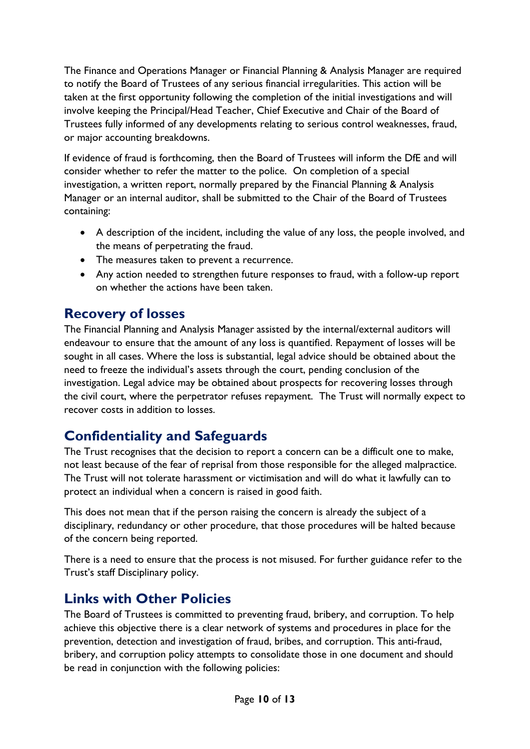The Finance and Operations Manager or Financial Planning & Analysis Manager are required to notify the Board of Trustees of any serious financial irregularities. This action will be taken at the first opportunity following the completion of the initial investigations and will involve keeping the Principal/Head Teacher, Chief Executive and Chair of the Board of Trustees fully informed of any developments relating to serious control weaknesses, fraud, or major accounting breakdowns.

If evidence of fraud is forthcoming, then the Board of Trustees will inform the DfE and will consider whether to refer the matter to the police. On completion of a special investigation, a written report, normally prepared by the Financial Planning & Analysis Manager or an internal auditor, shall be submitted to the Chair of the Board of Trustees containing:

- A description of the incident, including the value of any loss, the people involved, and the means of perpetrating the fraud.
- The measures taken to prevent a recurrence.
- Any action needed to strengthen future responses to fraud, with a follow-up report on whether the actions have been taken.

## Recovery of losses

The Financial Planning and Analysis Manager assisted by the internal/external auditors will endeavour to ensure that the amount of any loss is quantified. Repayment of losses will be sought in all cases. Where the loss is substantial, legal advice should be obtained about the need to freeze the individual's assets through the court, pending conclusion of the investigation. Legal advice may be obtained about prospects for recovering losses through the civil court, where the perpetrator refuses repayment. The Trust will normally expect to recover costs in addition to losses.

## Confidentiality and Safeguards

The Trust recognises that the decision to report a concern can be a difficult one to make, not least because of the fear of reprisal from those responsible for the alleged malpractice. The Trust will not tolerate harassment or victimisation and will do what it lawfully can to protect an individual when a concern is raised in good faith.

This does not mean that if the person raising the concern is already the subject of a disciplinary, redundancy or other procedure, that those procedures will be halted because of the concern being reported.

There is a need to ensure that the process is not misused. For further guidance refer to the Trust's staff Disciplinary policy.

## Links with Other Policies

The Board of Trustees is committed to preventing fraud, bribery, and corruption. To help achieve this objective there is a clear network of systems and procedures in place for the prevention, detection and investigation of fraud, bribes, and corruption. This anti-fraud, bribery, and corruption policy attempts to consolidate those in one document and should be read in conjunction with the following policies: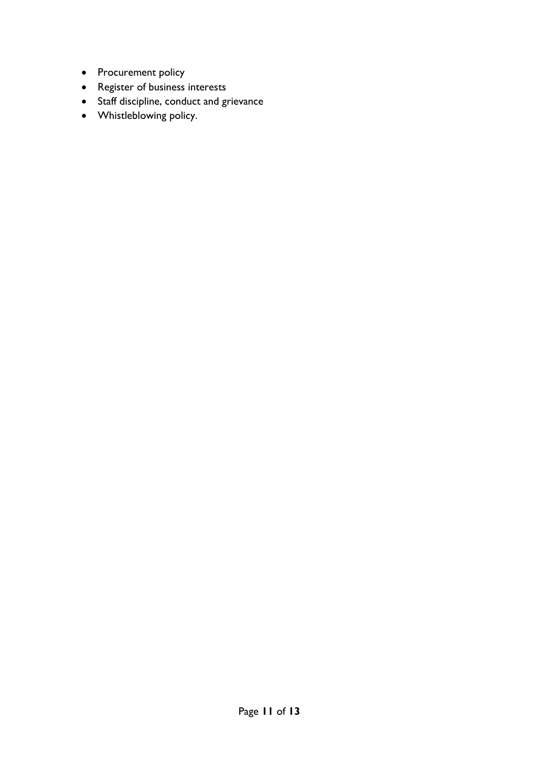- Procurement policy
- Register of business interests
- Staff discipline, conduct and grievance
- Whistleblowing policy.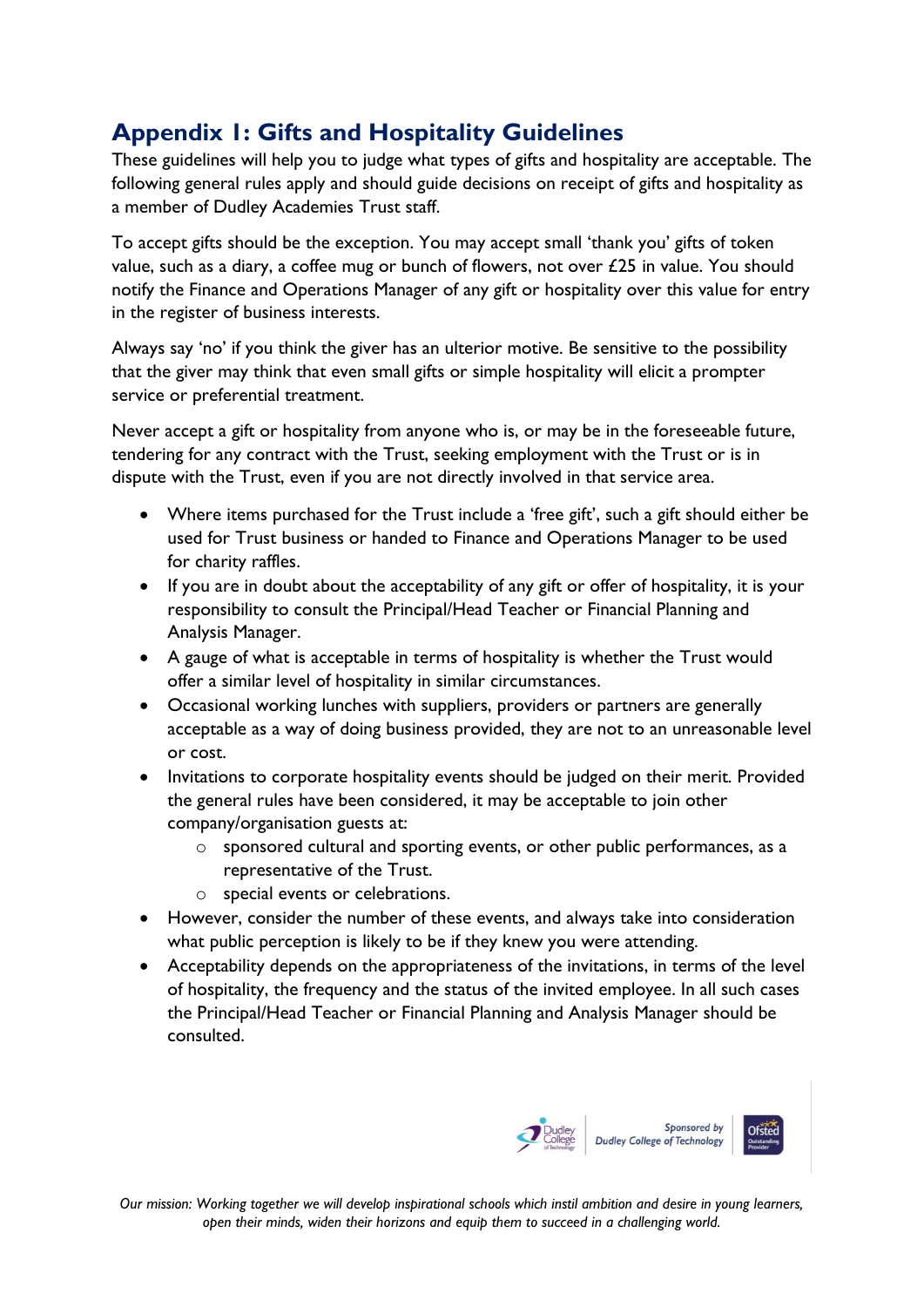## Appendix 1: Gifts and Hospitality Guidelines

These guidelines will help you to judge what types of gifts and hospitality are acceptable. The following general rules apply and should guide decisions on receipt of gifts and hospitality as a member of Dudley Academies Trust staff.

To accept gifts should be the exception. You may accept small 'thank you' gifts of token value, such as a diary, a coffee mug or bunch of flowers, not over £25 in value. You should notify the Finance and Operations Manager of any gift or hospitality over this value for entry in the register of business interests.

Always say 'no' if you think the giver has an ulterior motive. Be sensitive to the possibility that the giver may think that even small gifts or simple hospitality will elicit a prompter service or preferential treatment.

Never accept a gift or hospitality from anyone who is, or may be in the foreseeable future, tendering for any contract with the Trust, seeking employment with the Trust or is in dispute with the Trust, even if you are not directly involved in that service area.

- Where items purchased for the Trust include a 'free gift', such a gift should either be used for Trust business or handed to Finance and Operations Manager to be used for charity raffles.
- If you are in doubt about the acceptability of any gift or offer of hospitality, it is your responsibility to consult the Principal/Head Teacher or Financial Planning and Analysis Manager.
- A gauge of what is acceptable in terms of hospitality is whether the Trust would offer a similar level of hospitality in similar circumstances.
- Occasional working lunches with suppliers, providers or partners are generally acceptable as a way of doing business provided, they are not to an unreasonable level or cost.
- Invitations to corporate hospitality events should be judged on their merit. Provided the general rules have been considered, it may be acceptable to join other company/organisation guests at:
  - sponsored cultural and sporting events, or other public performances, as a representative of the Trust.
  - special events or celebrations.
- However, consider the number of these events, and always take into consideration what public perception is likely to be if they knew you were attending.
- Acceptability depends on the appropriateness of the invitations, in terms of the level of hospitality, the frequency and the status of the invited employee. In all such cases the Principal/Head Teacher or Financial Planning and Analysis Manager should be consulted.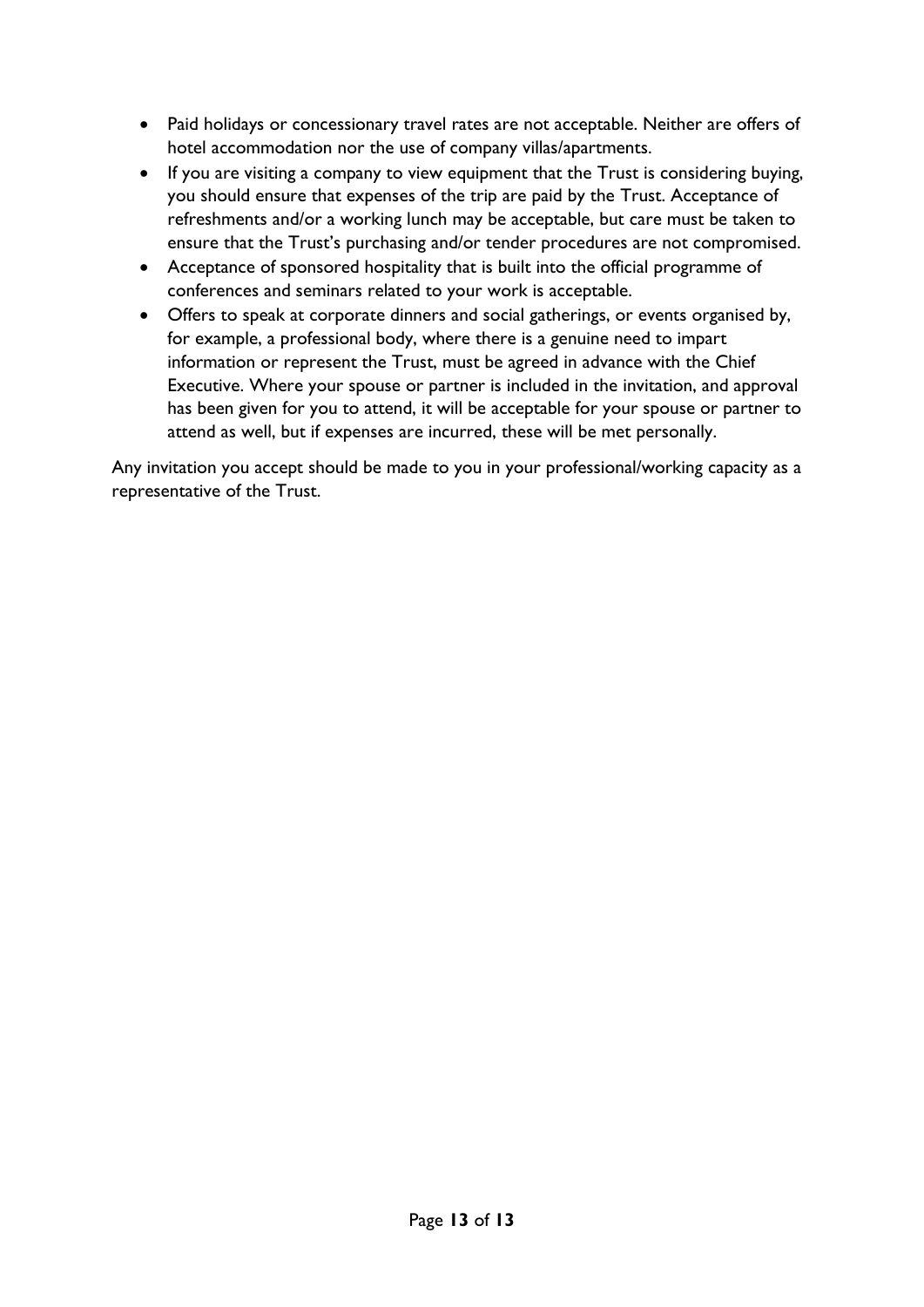- Paid holidays or concessionary travel rates are not acceptable. Neither are offers of hotel accommodation nor the use of company villas/apartments.
- If you are visiting a company to view equipment that the Trust is considering buying, you should ensure that expenses of the trip are paid by the Trust. Acceptance of refreshments and/or a working lunch may be acceptable, but care must be taken to ensure that the Trust's purchasing and/or tender procedures are not compromised.
- Acceptance of sponsored hospitality that is built into the official programme of conferences and seminars related to your work is acceptable.
- Offers to speak at corporate dinners and social gatherings, or events organised by, for example, a professional body, where there is a genuine need to impart information or represent the Trust, must be agreed in advance with the Chief Executive. Where your spouse or partner is included in the invitation, and approval has been given for you to attend, it will be acceptable for your spouse or partner to attend as well, but if expenses are incurred, these will be met personally.

Any invitation you accept should be made to you in your professional/working capacity as a representative of the Trust.